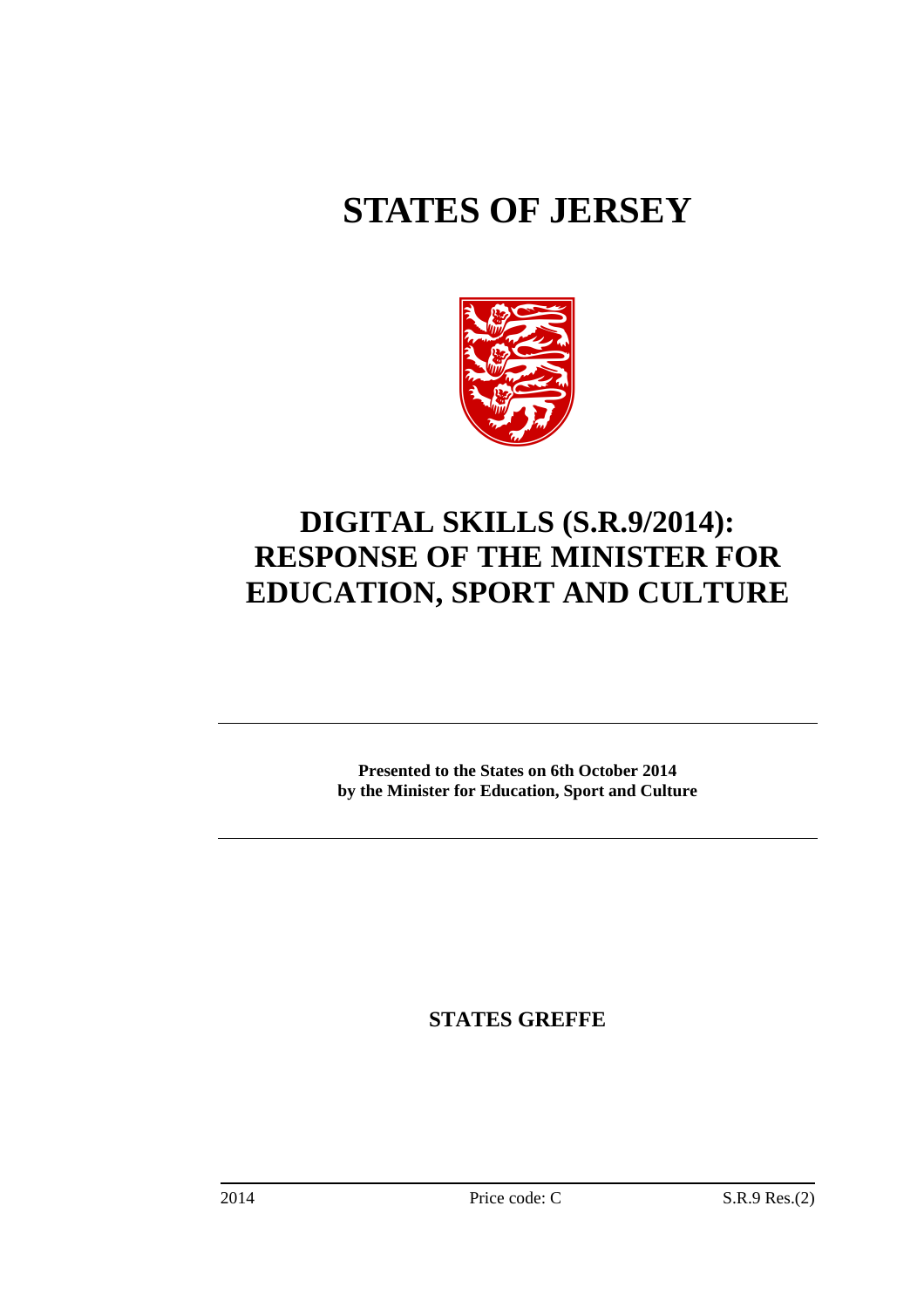# STATES OF JERSEY

# DIGITAL SKILLS (S.R.9/2014): RESPONSE OF THE MINISTER FOR EDUCATION, SPORT AND CULTURE

**Presented to the States on 6th October 2014 by the Minister for Education, Sport and Culture**

**STATES GREFFE**

2014 Price code: C S.R.9 Res.(2)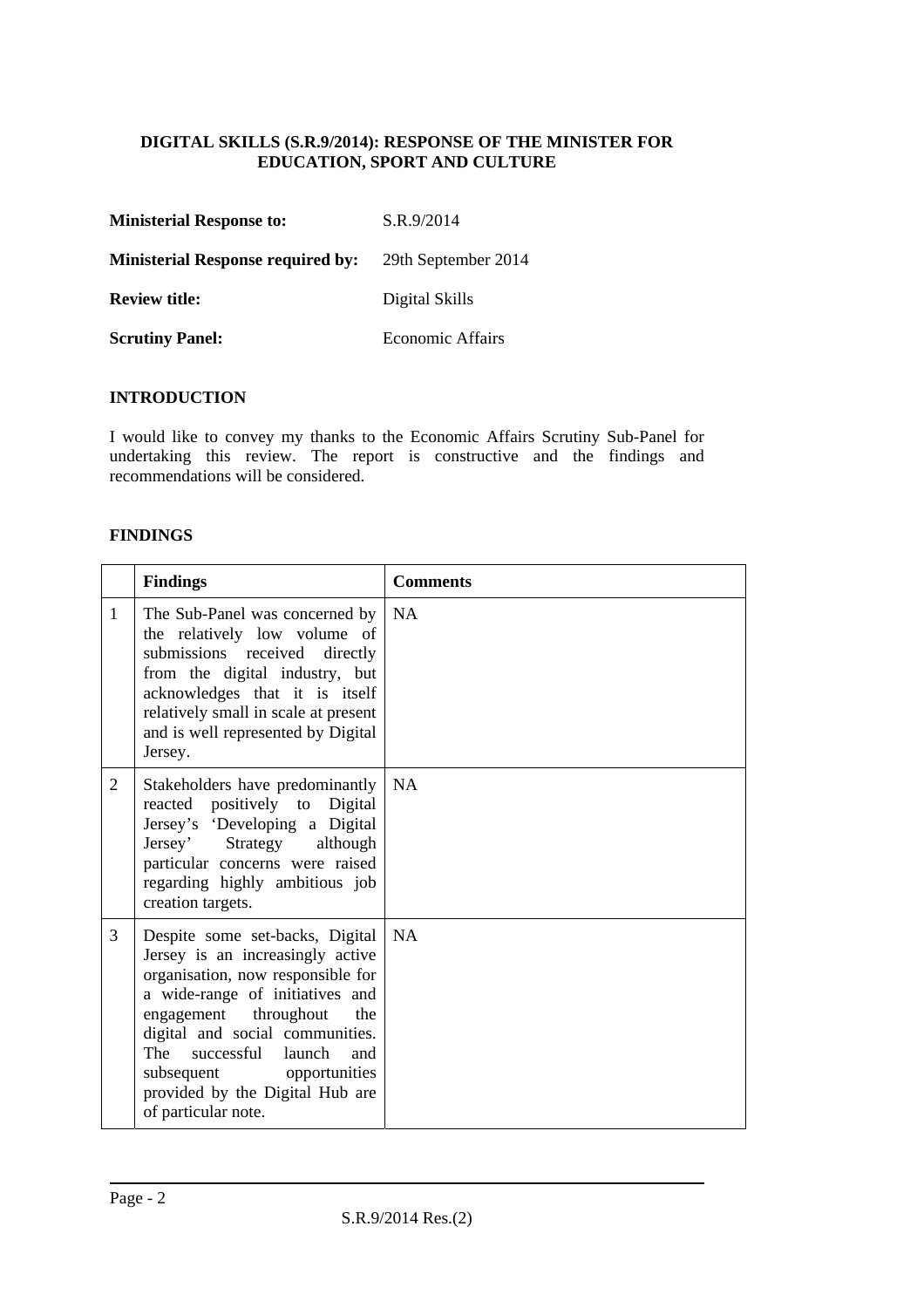**DIGITAL SKILLS (S.R.9/2014): RESPONSE OF THE MINISTER FOR EDUCATION, SPORT AND CULTURE**

**Ministerial Response to:** S.R.9/2014

**Ministerial Response required by:** 29th September 2014

**Review title:** Digital Skills

**Scrutiny Panel:** Economic Affairs

## INTRODUCTION

I would like to convey my thanks to the Economic Affairs Scrutiny Sub-Panel for undertaking this review. The report is constructive and the findings and recommendations will be considered.

## FINDINGS

| | Findings | Comments |
|---|---|---|
| 1 | The Sub-Panel was concerned by the relatively low volume of submissions received directly from the digital industry, but acknowledges that it is itself relatively small in scale at present and is well represented by Digital Jersey. | NA |
| 2 | Stakeholders have predominantly reacted positively to Digital Jersey's 'Developing a Digital Jersey' Strategy although particular concerns were raised regarding highly ambitious job creation targets. | NA |
| 3 | Despite some set-backs, Digital Jersey is an increasingly active organisation, now responsible for a wide-range of initiatives and engagement throughout the digital and social communities. The successful launch and subsequent opportunities provided by the Digital Hub are of particular note. | NA |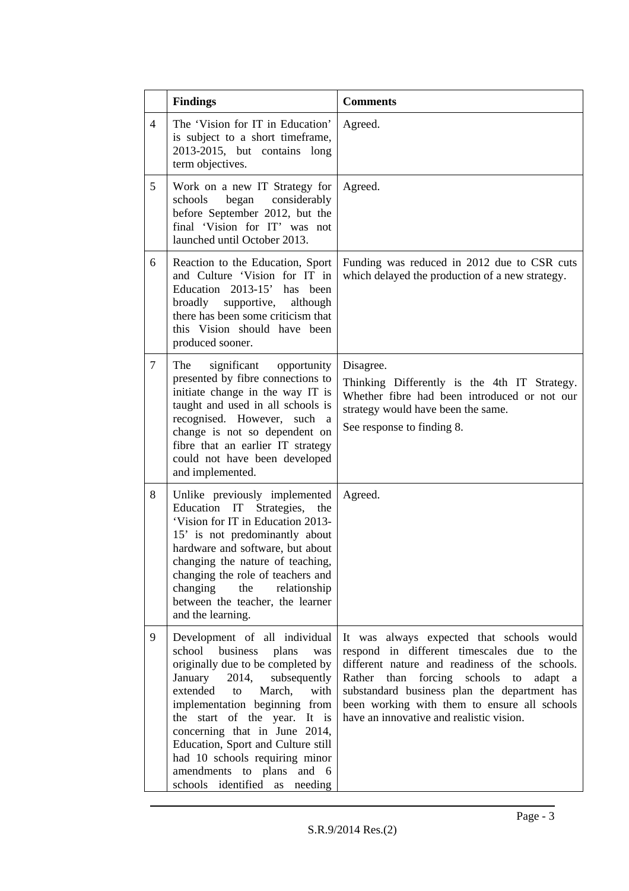|  | Findings | Comments |
| --- | --- | --- |
| 4 | The 'Vision for IT in Education' is subject to a short timeframe, 2013-2015, but contains long term objectives. | Agreed. |
| 5 | Work on a new IT Strategy for schools began considerably before September 2012, but the final 'Vision for IT' was not launched until October 2013. | Agreed. |
| 6 | Reaction to the Education, Sport and Culture 'Vision for IT in Education 2013-15' has been broadly supportive, although there has been some criticism that this Vision should have been produced sooner. | Funding was reduced in 2012 due to CSR cuts which delayed the production of a new strategy. |
| 7 | The significant opportunity presented by fibre connections to initiate change in the way IT is taught and used in all schools is recognised. However, such a change is not so dependent on fibre that an earlier IT strategy could not have been developed and implemented. | Disagree.<br>Thinking Differently is the 4th IT Strategy. Whether fibre had been introduced or not our strategy would have been the same.<br>See response to finding 8. |
| 8 | Unlike previously implemented Education IT Strategies, the 'Vision for IT in Education 2013-15' is not predominantly about hardware and software, but about changing the nature of teaching, changing the role of teachers and changing the relationship between the teacher, the learner and the learning. | Agreed. |
| 9 | Development of all individual school business plans was originally due to be completed by January 2014, subsequently extended to March, with implementation beginning from the start of the year. It is concerning that in June 2014, Education, Sport and Culture still had 10 schools requiring minor amendments to plans and 6 schools identified as needing | It was always expected that schools would respond in different timescales due to the different nature and readiness of the schools. Rather than forcing schools to adapt a substandard business plan the department has been working with them to ensure all schools have an innovative and realistic vision. |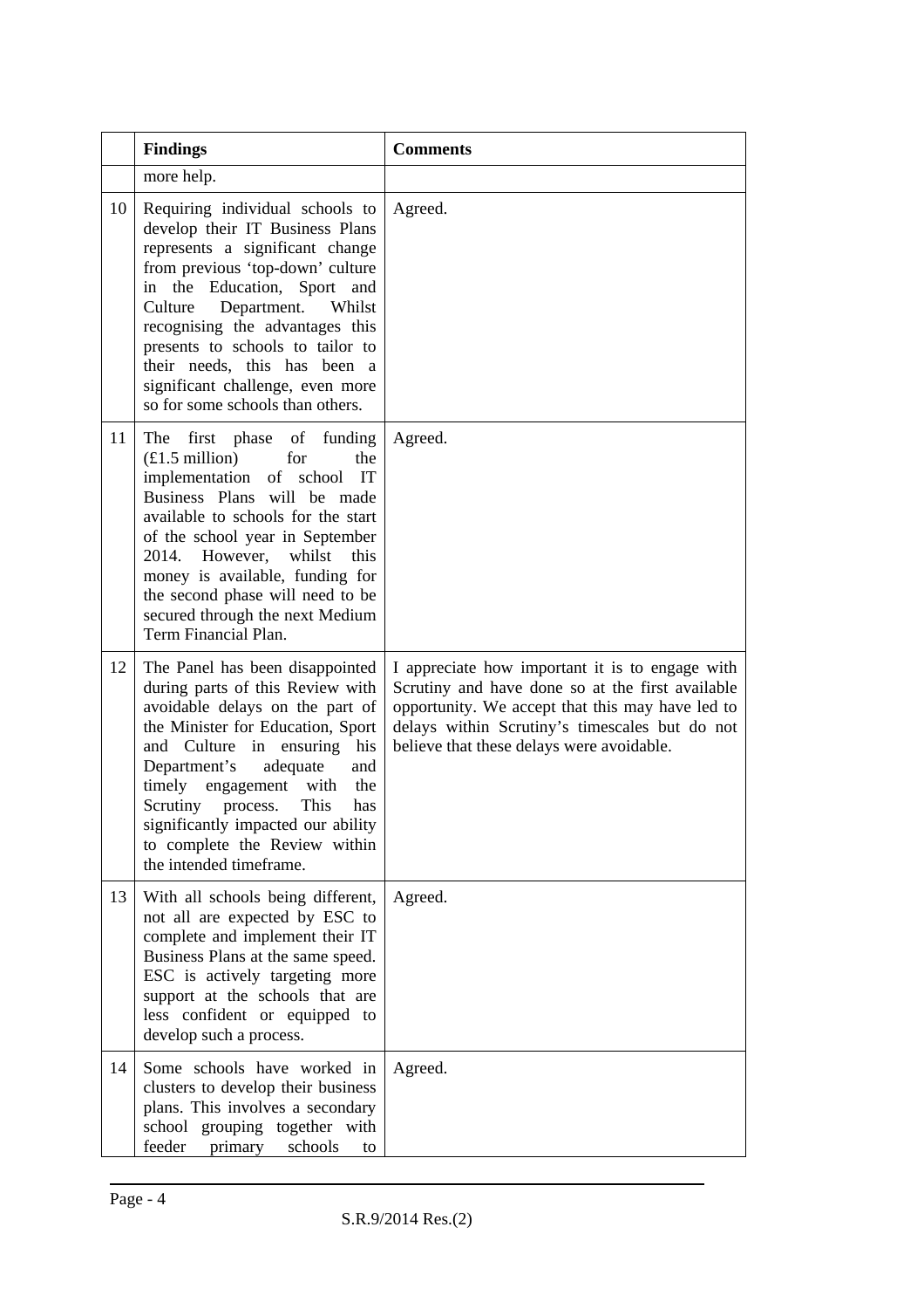|  | Findings | Comments |
| --- | --- | --- |
|  | more help. |  |
| 10 | Requiring individual schools to develop their IT Business Plans represents a significant change from previous 'top-down' culture in the Education, Sport and Culture Department. Whilst recognising the advantages this presents to schools to tailor to their needs, this has been a significant challenge, even more so for some schools than others. | Agreed. |
| 11 | The first phase of funding (£1.5 million) for the implementation of school IT Business Plans will be made available to schools for the start of the school year in September 2014. However, whilst this money is available, funding for the second phase will need to be secured through the next Medium Term Financial Plan. | Agreed. |
| 12 | The Panel has been disappointed during parts of this Review with avoidable delays on the part of the Minister for Education, Sport and Culture in ensuring his Department's adequate and timely engagement with the Scrutiny process. This has significantly impacted our ability to complete the Review within the intended timeframe. | I appreciate how important it is to engage with Scrutiny and have done so at the first available opportunity. We accept that this may have led to delays within Scrutiny's timescales but do not believe that these delays were avoidable. |
| 13 | With all schools being different, not all are expected by ESC to complete and implement their IT Business Plans at the same speed. ESC is actively targeting more support at the schools that are less confident or equipped to develop such a process. | Agreed. |
| 14 | Some schools have worked in clusters to develop their business plans. This involves a secondary school grouping together with feeder primary schools to | Agreed. |

S.R.9/2014 Res.(2)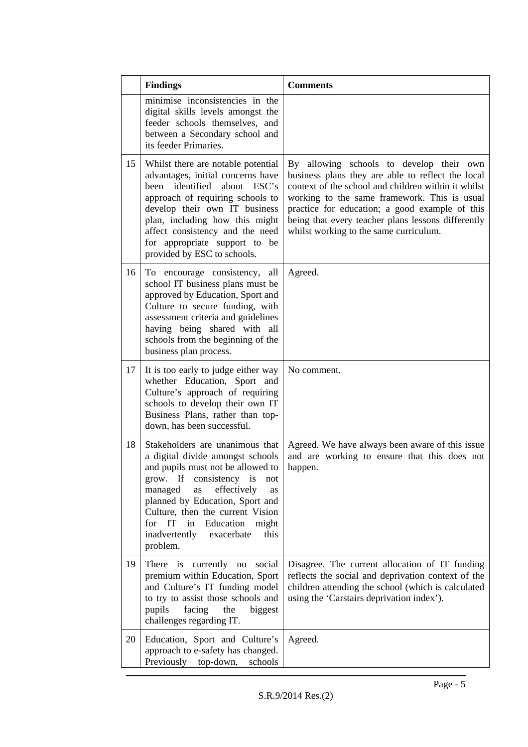|  | Findings | Comments |
|---|---|---|
|  | minimise inconsistencies in the digital skills levels amongst the feeder schools themselves, and between a Secondary school and its feeder Primaries. |  |
| 15 | Whilst there are notable potential advantages, initial concerns have been identified about ESC's approach of requiring schools to develop their own IT business plan, including how this might affect consistency and the need for appropriate support to be provided by ESC to schools. | By allowing schools to develop their own business plans they are able to reflect the local context of the school and children within it whilst working to the same framework. This is usual practice for education; a good example of this being that every teacher plans lessons differently whilst working to the same curriculum. |
| 16 | To encourage consistency, all school IT business plans must be approved by Education, Sport and Culture to secure funding, with assessment criteria and guidelines having being shared with all schools from the beginning of the business plan process. | Agreed. |
| 17 | It is too early to judge either way whether Education, Sport and Culture's approach of requiring schools to develop their own IT Business Plans, rather than top-down, has been successful. | No comment. |
| 18 | Stakeholders are unanimous that a digital divide amongst schools and pupils must not be allowed to grow. If consistency is not managed as effectively as planned by Education, Sport and Culture, then the current Vision for IT in Education might inadvertently exacerbate this problem. | Agreed. We have always been aware of this issue and are working to ensure that this does not happen. |
| 19 | There is currently no social premium within Education, Sport and Culture's IT funding model to try to assist those schools and pupils facing the biggest challenges regarding IT. | Disagree. The current allocation of IT funding reflects the social and deprivation context of the children attending the school (which is calculated using the 'Carstairs deprivation index'). |
| 20 | Education, Sport and Culture's approach to e-safety has changed. Previously top-down, schools | Agreed. |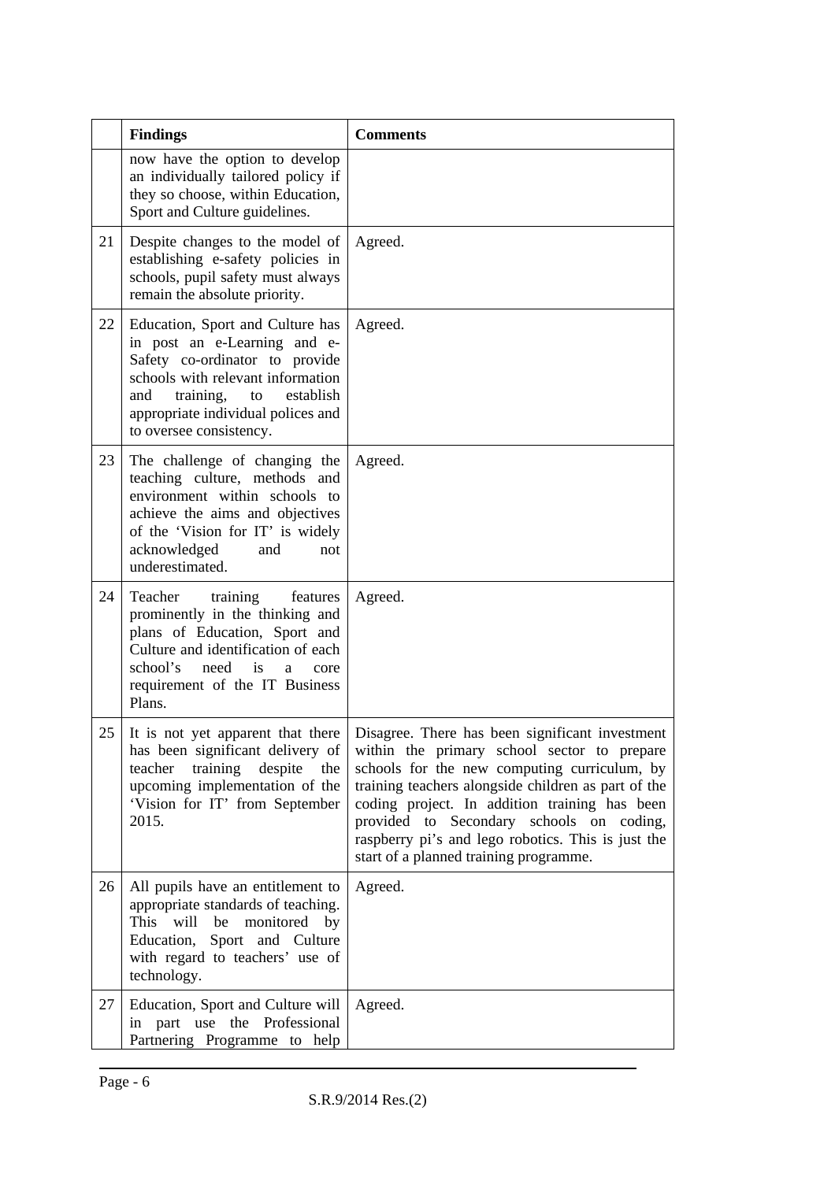| | **Findings** | **Comments** |
|---|---|---|
| | now have the option to develop an individually tailored policy if they so choose, within Education, Sport and Culture guidelines. | |
| 21 | Despite changes to the model of establishing e-safety policies in schools, pupil safety must always remain the absolute priority. | Agreed. |
| 22 | Education, Sport and Culture has in post an e-Learning and e-Safety co-ordinator to provide schools with relevant information and training, to establish appropriate individual polices and to oversee consistency. | Agreed. |
| 23 | The challenge of changing the teaching culture, methods and environment within schools to achieve the aims and objectives of the 'Vision for IT' is widely acknowledged and not underestimated. | Agreed. |
| 24 | Teacher training features prominently in the thinking and plans of Education, Sport and Culture and identification of each school's need is a core requirement of the IT Business Plans. | Agreed. |
| 25 | It is not yet apparent that there has been significant delivery of teacher training despite the upcoming implementation of the 'Vision for IT' from September 2015. | Disagree. There has been significant investment within the primary school sector to prepare schools for the new computing curriculum, by training teachers alongside children as part of the coding project. In addition training has been provided to Secondary schools on coding, raspberry pi's and lego robotics. This is just the start of a planned training programme. |
| 26 | All pupils have an entitlement to appropriate standards of teaching. This will be monitored by Education, Sport and Culture with regard to teachers' use of technology. | Agreed. |
| 27 | Education, Sport and Culture will in part use the Professional Partnering Programme to help | Agreed. |

S.R.9/2014 Res.(2)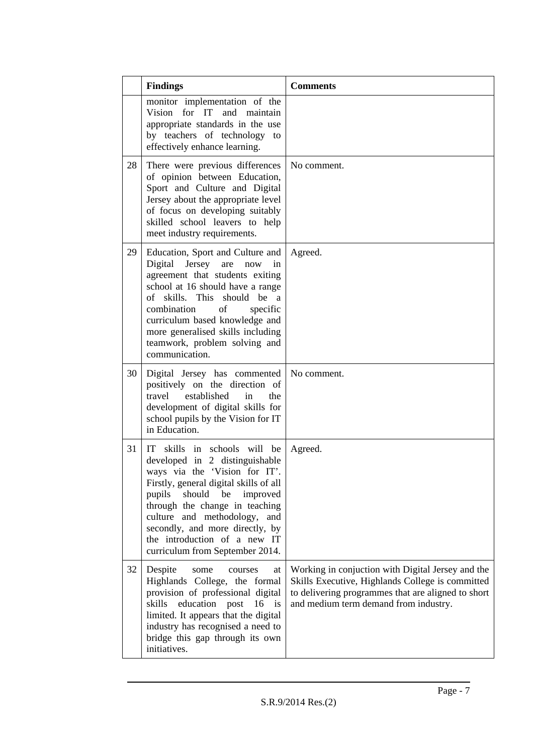| | Findings | Comments |
|---|---|---|
| | monitor implementation of the Vision for IT and maintain appropriate standards in the use by teachers of technology to effectively enhance learning. | |
| 28 | There were previous differences of opinion between Education, Sport and Culture and Digital Jersey about the appropriate level of focus on developing suitably skilled school leavers to help meet industry requirements. | No comment. |
| 29 | Education, Sport and Culture and Digital Jersey are now in agreement that students exiting school at 16 should have a range of skills. This should be a combination of specific curriculum based knowledge and more generalised skills including teamwork, problem solving and communication. | Agreed. |
| 30 | Digital Jersey has commented positively on the direction of travel established in the development of digital skills for school pupils by the Vision for IT in Education. | No comment. |
| 31 | IT skills in schools will be developed in 2 distinguishable ways via the 'Vision for IT'. Firstly, general digital skills of all pupils should be improved through the change in teaching culture and methodology, and secondly, and more directly, by the introduction of a new IT curriculum from September 2014. | Agreed. |
| 32 | Despite some courses at Highlands College, the formal provision of professional digital skills education post 16 is limited. It appears that the digital industry has recognised a need to bridge this gap through its own initiatives. | Working in conjuction with Digital Jersey and the Skills Executive, Highlands College is committed to delivering programmes that are aligned to short and medium term demand from industry. |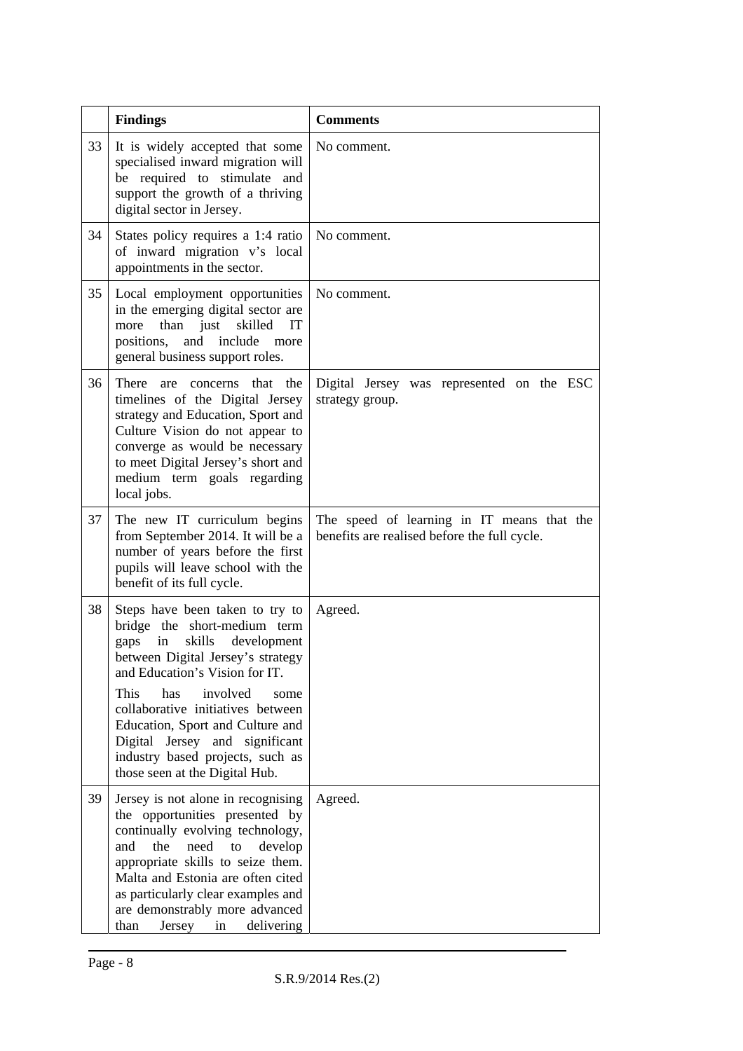| | Findings | Comments |
|---|---|---|
| 33 | It is widely accepted that some specialised inward migration will be required to stimulate and support the growth of a thriving digital sector in Jersey. | No comment. |
| 34 | States policy requires a 1:4 ratio of inward migration v's local appointments in the sector. | No comment. |
| 35 | Local employment opportunities in the emerging digital sector are more than just skilled IT positions, and include more general business support roles. | No comment. |
| 36 | There are concerns that the timelines of the Digital Jersey strategy and Education, Sport and Culture Vision do not appear to converge as would be necessary to meet Digital Jersey's short and medium term goals regarding local jobs. | Digital Jersey was represented on the ESC strategy group. |
| 37 | The new IT curriculum begins from September 2014. It will be a number of years before the first pupils will leave school with the benefit of its full cycle. | The speed of learning in IT means that the benefits are realised before the full cycle. |
| 38 | Steps have been taken to try to bridge the short-medium term gaps in skills development between Digital Jersey's strategy and Education's Vision for IT. <br><br> This has involved some collaborative initiatives between Education, Sport and Culture and Digital Jersey and significant industry based projects, such as those seen at the Digital Hub. | Agreed. |
| 39 | Jersey is not alone in recognising the opportunities presented by continually evolving technology, and the need to develop appropriate skills to seize them. Malta and Estonia are often cited as particularly clear examples and are demonstrably more advanced than Jersey in delivering | Agreed. |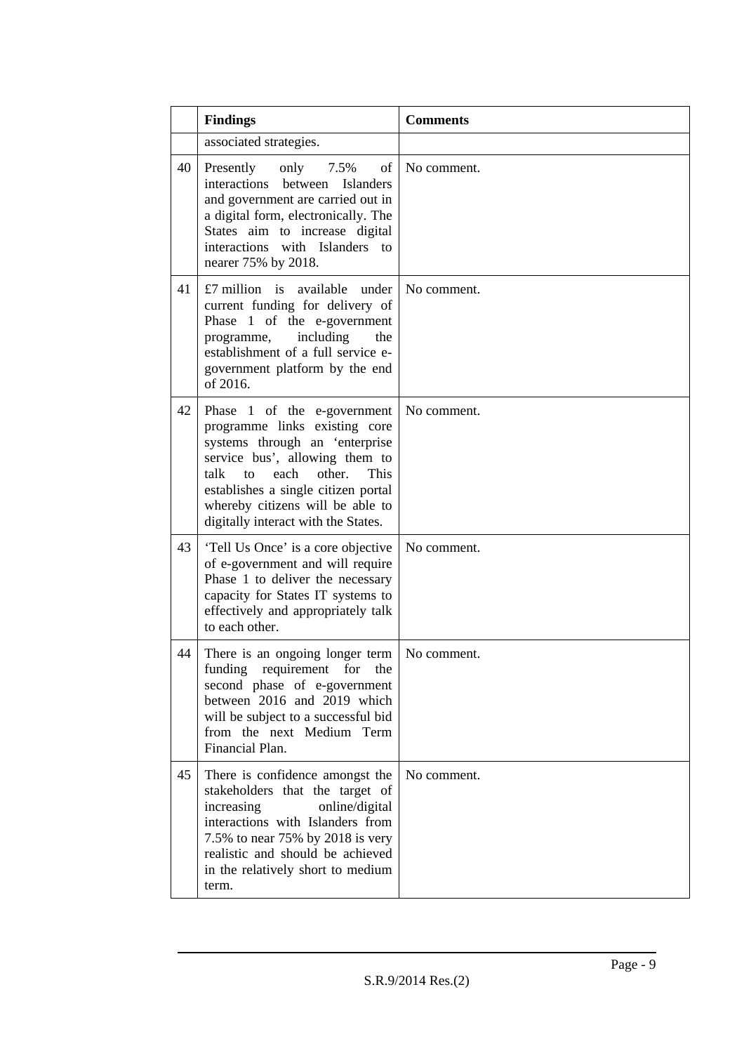| | Findings | Comments |
|---|---|---|
| | associated strategies. | |
| 40 | Presently only 7.5% of interactions between Islanders and government are carried out in a digital form, electronically. The States aim to increase digital interactions with Islanders to nearer 75% by 2018. | No comment. |
| 41 | £7 million is available under current funding for delivery of Phase 1 of the e-government programme, including the establishment of a full service e-government platform by the end of 2016. | No comment. |
| 42 | Phase 1 of the e-government programme links existing core systems through an 'enterprise service bus', allowing them to talk to each other. This establishes a single citizen portal whereby citizens will be able to digitally interact with the States. | No comment. |
| 43 | 'Tell Us Once' is a core objective of e-government and will require Phase 1 to deliver the necessary capacity for States IT systems to effectively and appropriately talk to each other. | No comment. |
| 44 | There is an ongoing longer term funding requirement for the second phase of e-government between 2016 and 2019 which will be subject to a successful bid from the next Medium Term Financial Plan. | No comment. |
| 45 | There is confidence amongst the stakeholders that the target of increasing online/digital interactions with Islanders from 7.5% to near 75% by 2018 is very realistic and should be achieved in the relatively short to medium term. | No comment. |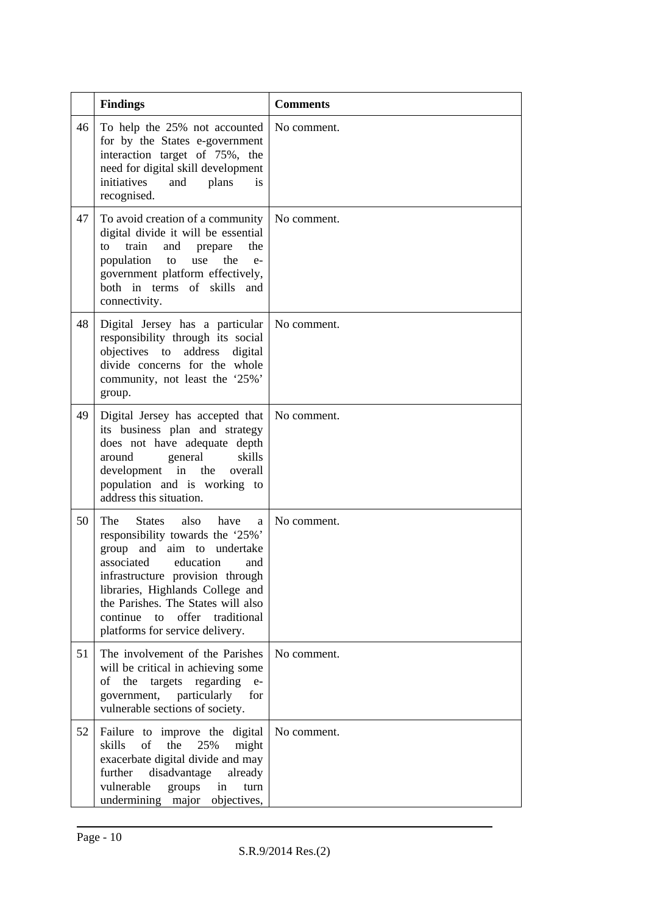|  | **Findings** | **Comments** |
|---|---|---|
| 46 | To help the 25% not accounted for by the States e-government interaction target of 75%, the need for digital skill development initiatives and plans is recognised. | No comment. |
| 47 | To avoid creation of a community digital divide it will be essential to train and prepare the population to use the e-government platform effectively, both in terms of skills and connectivity. | No comment. |
| 48 | Digital Jersey has a particular responsibility through its social objectives to address digital divide concerns for the whole community, not least the '25%' group. | No comment. |
| 49 | Digital Jersey has accepted that its business plan and strategy does not have adequate depth around general skills development in the overall population and is working to address this situation. | No comment. |
| 50 | The States also have a responsibility towards the '25%' group and aim to undertake associated education and infrastructure provision through libraries, Highlands College and the Parishes. The States will also continue to offer traditional platforms for service delivery. | No comment. |
| 51 | The involvement of the Parishes will be critical in achieving some of the targets regarding e-government, particularly for vulnerable sections of society. | No comment. |
| 52 | Failure to improve the digital skills of the 25% might exacerbate digital divide and may further disadvantage already vulnerable groups in turn undermining major objectives, | No comment. |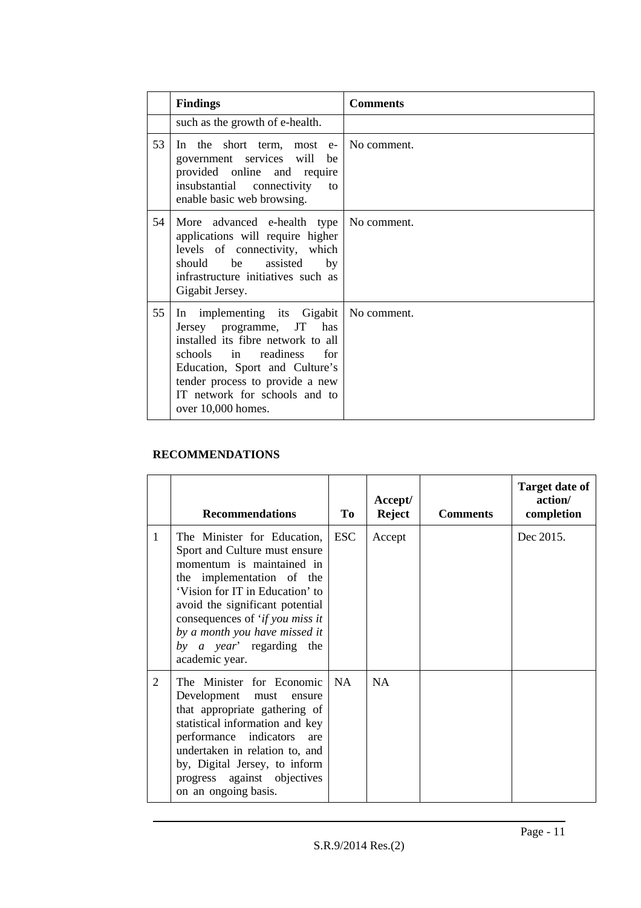| | Findings | Comments |
|---|---|---|
| | such as the growth of e-health. | |
| 53 | In the short term, most e-government services will be provided online and require insubstantial connectivity to enable basic web browsing. | No comment. |
| 54 | More advanced e-health type applications will require higher levels of connectivity, which should be assisted by infrastructure initiatives such as Gigabit Jersey. | No comment. |
| 55 | In implementing its Gigabit Jersey programme, JT has installed its fibre network to all schools in readiness for Education, Sport and Culture's tender process to provide a new IT network for schools and to over 10,000 homes. | No comment. |

## RECOMMENDATIONS

| | Recommendations | To | Accept/ Reject | Comments | Target date of action/ completion |
|---|---|---|---|---|---|
| 1 | The Minister for Education, Sport and Culture must ensure momentum is maintained in the implementation of the 'Vision for IT in Education' to avoid the significant potential consequences of '*if you miss it by a month you have missed it by a year*' regarding the academic year. | ESC | Accept | | Dec 2015. |
| 2 | The Minister for Economic Development must ensure that appropriate gathering of statistical information and key performance indicators are undertaken in relation to, and by, Digital Jersey, to inform progress against objectives on an ongoing basis. | NA | NA | | |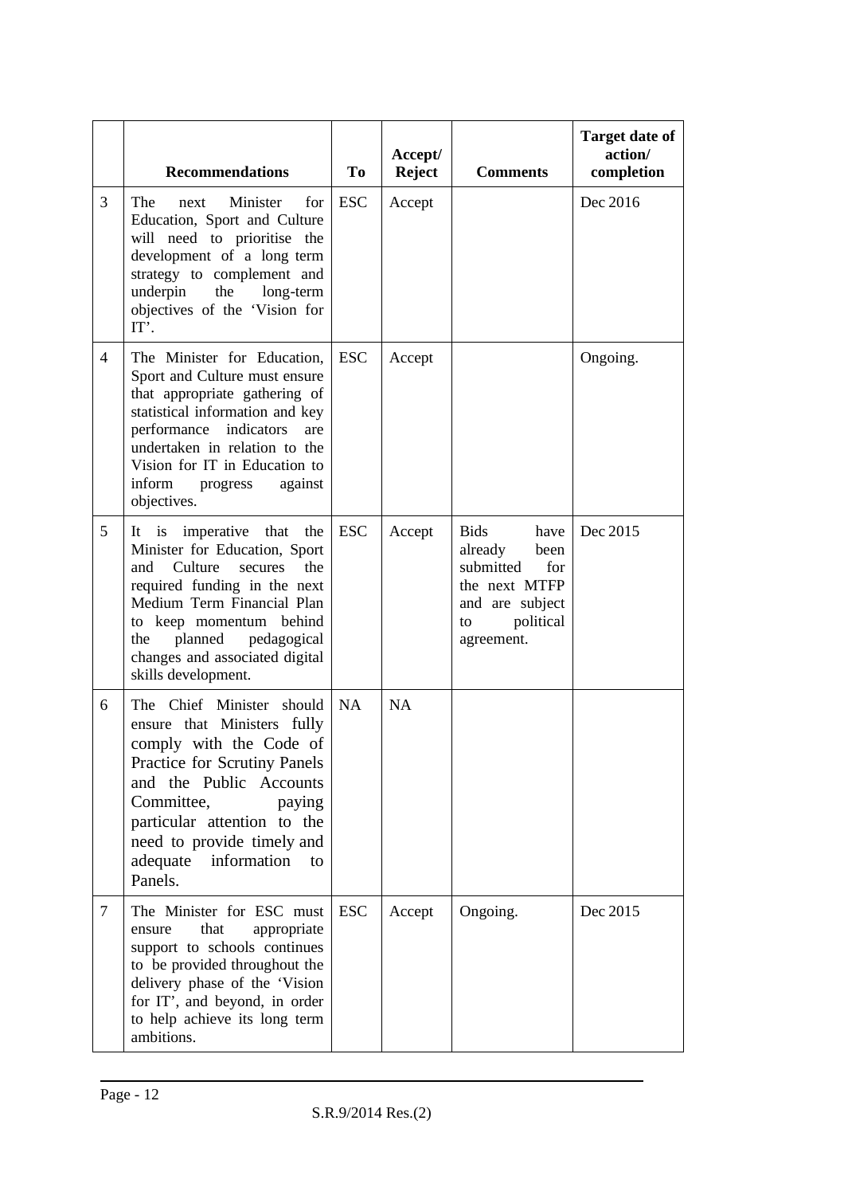|  | Recommendations | To | Accept/ Reject | Comments | Target date of action/ completion |
|---|---|---|---|---|---|
| 3 | The next Minister for Education, Sport and Culture will need to prioritise the development of a long term strategy to complement and underpin the long-term objectives of the 'Vision for IT'. | ESC | Accept |  | Dec 2016 |
| 4 | The Minister for Education, Sport and Culture must ensure that appropriate gathering of statistical information and key performance indicators are undertaken in relation to the Vision for IT in Education to inform progress against objectives. | ESC | Accept |  | Ongoing. |
| 5 | It is imperative that the Minister for Education, Sport and Culture secures the required funding in the next Medium Term Financial Plan to keep momentum behind the planned pedagogical changes and associated digital skills development. | ESC | Accept | Bids have already been submitted for the next MTFP and are subject to political agreement. | Dec 2015 |
| 6 | The Chief Minister should ensure that Ministers fully comply with the Code of Practice for Scrutiny Panels and the Public Accounts Committee, paying particular attention to the need to provide timely and adequate information to Panels. | NA | NA |  |  |
| 7 | The Minister for ESC must ensure that appropriate support to schools continues to be provided throughout the delivery phase of the 'Vision for IT', and beyond, in order to help achieve its long term ambitions. | ESC | Accept | Ongoing. | Dec 2015 |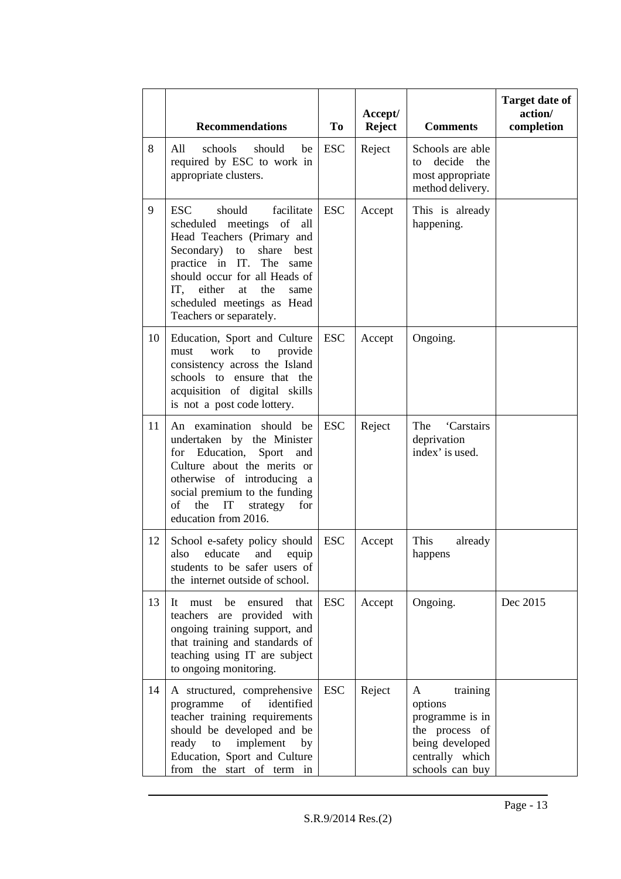| | Recommendations | To | Accept/ Reject | Comments | Target date of action/ completion |
|---|---|---|---|---|---|
| 8 | All schools should be required by ESC to work in appropriate clusters. | ESC | Reject | Schools are able to decide the most appropriate method delivery. | |
| 9 | ESC should facilitate scheduled meetings of all Head Teachers (Primary and Secondary) to share best practice in IT. The same should occur for all Heads of IT, either at the same scheduled meetings as Head Teachers or separately. | ESC | Accept | This is already happening. | |
| 10 | Education, Sport and Culture must work to provide consistency across the Island schools to ensure that the acquisition of digital skills is not a post code lottery. | ESC | Accept | Ongoing. | |
| 11 | An examination should be undertaken by the Minister for Education, Sport and Culture about the merits or otherwise of introducing a social premium to the funding of the IT strategy for education from 2016. | ESC | Reject | The 'Carstairs deprivation index' is used. | |
| 12 | School e-safety policy should also educate and equip students to be safer users of the internet outside of school. | ESC | Accept | This already happens | |
| 13 | It must be ensured that teachers are provided with ongoing training support, and that training and standards of teaching using IT are subject to ongoing monitoring. | ESC | Accept | Ongoing. | Dec 2015 |
| 14 | A structured, comprehensive programme of identified teacher training requirements should be developed and be ready to implement by Education, Sport and Culture from the start of term in | ESC | Reject | A training options programme is in the process of being developed centrally which schools can buy | |

S.R.9/2014 Res.(2)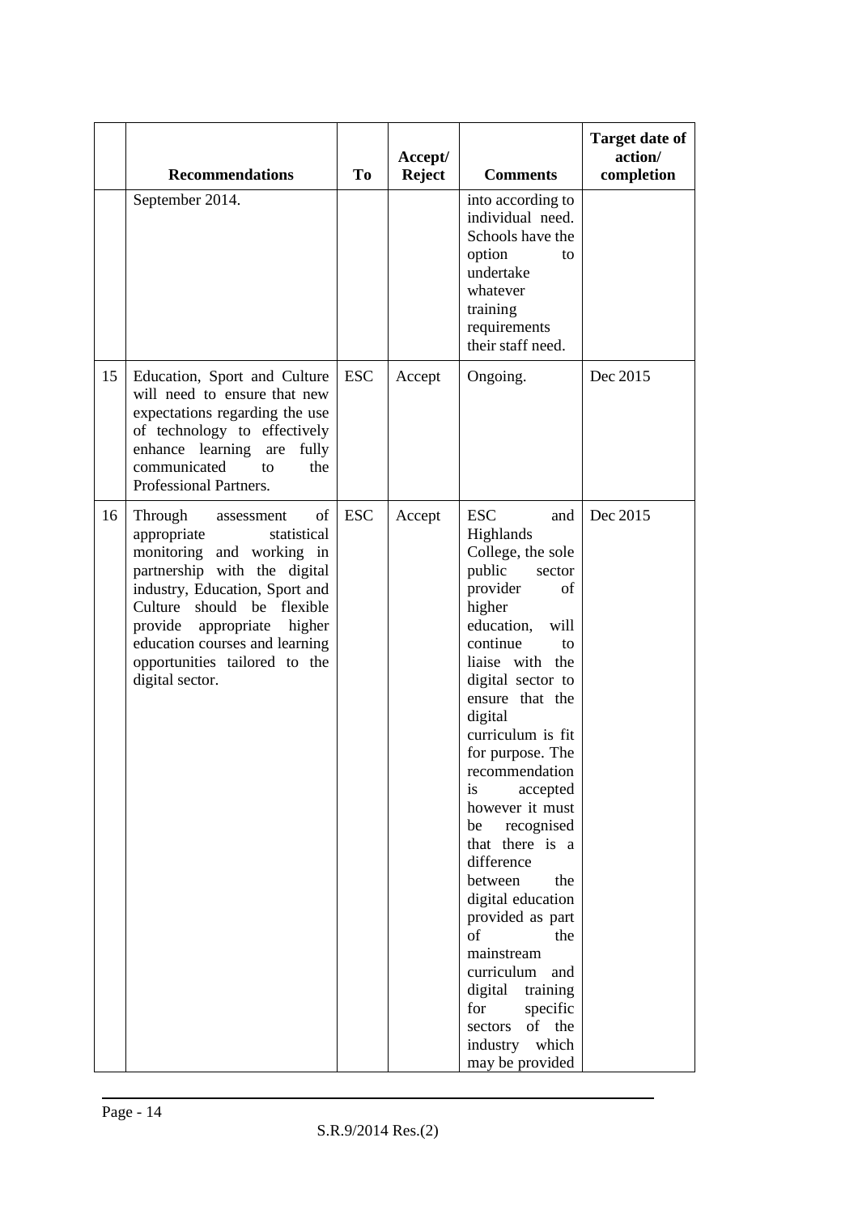| | Recommendations | To | Accept/ Reject | Comments | Target date of action/ completion |
|---|---|---|---|---|---|
| | September 2014. | | | into according to individual need. Schools have the option to undertake whatever training requirements their staff need. | |
| 15 | Education, Sport and Culture will need to ensure that new expectations regarding the use of technology to effectively enhance learning are fully communicated to the Professional Partners. | ESC | Accept | Ongoing. | Dec 2015 |
| 16 | Through assessment of appropriate statistical monitoring and working in partnership with the digital industry, Education, Sport and Culture should be flexible provide appropriate higher education courses and learning opportunities tailored to the digital sector. | ESC | Accept | ESC and Highlands College, the sole public sector provider of higher education, will continue to liaise with the digital sector to ensure that the digital curriculum is fit for purpose. The recommendation is accepted however it must be recognised that there is a difference between the digital education provided as part of the mainstream curriculum and digital training for specific sectors of the industry which may be provided | Dec 2015 |

S.R.9/2014 Res.(2)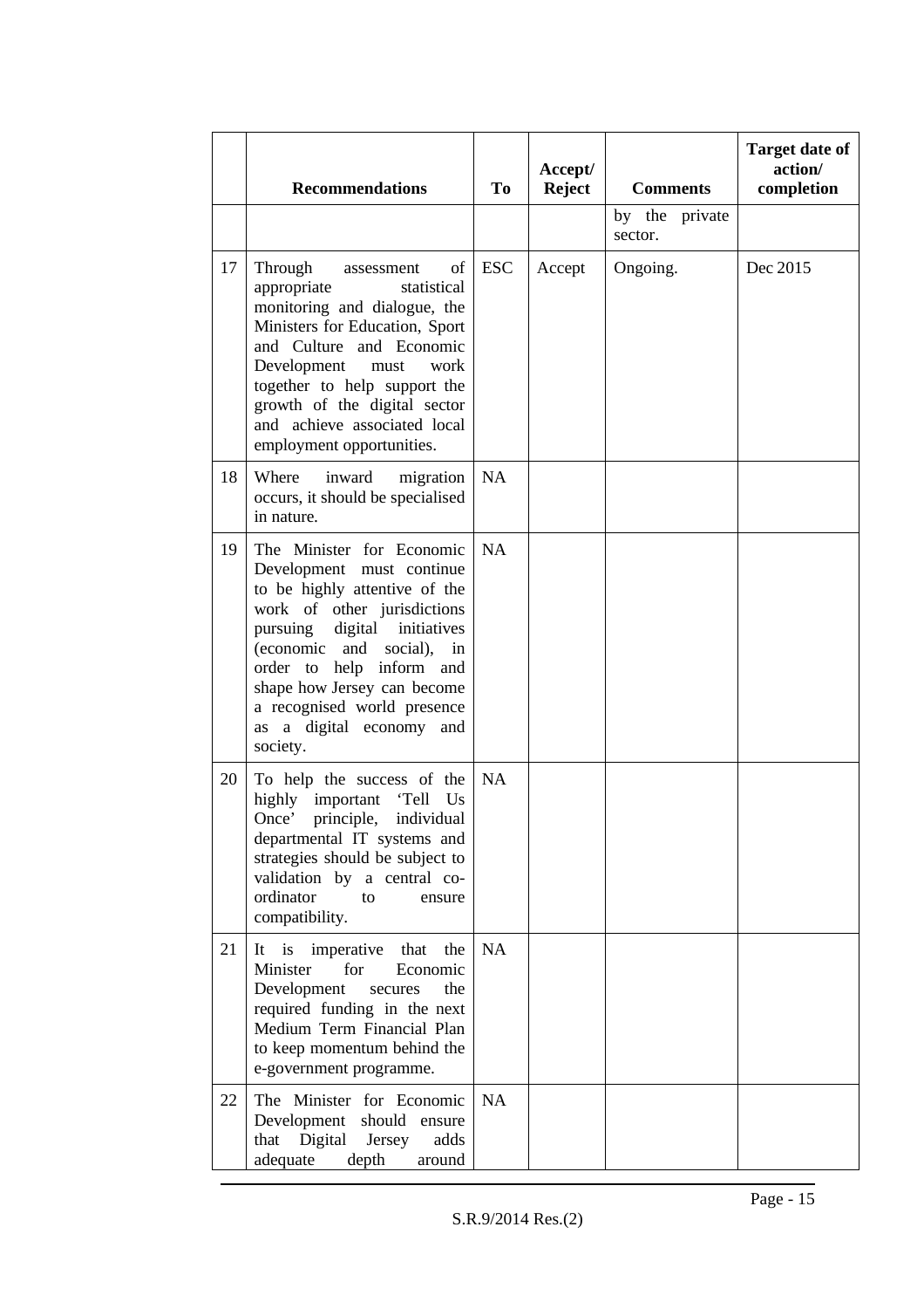| | Recommendations | To | Accept/ Reject | Comments | Target date of action/ completion |
|---|---|---|---|---|---|
| | | | | by the private sector. | |
| 17 | Through assessment of appropriate statistical monitoring and dialogue, the Ministers for Education, Sport and Culture and Economic Development must work together to help support the growth of the digital sector and achieve associated local employment opportunities. | ESC | Accept | Ongoing. | Dec 2015 |
| 18 | Where inward migration occurs, it should be specialised in nature. | NA | | | |
| 19 | The Minister for Economic Development must continue to be highly attentive of the work of other jurisdictions pursuing digital initiatives (economic and social), in order to help inform and shape how Jersey can become a recognised world presence as a digital economy and society. | NA | | | |
| 20 | To help the success of the highly important 'Tell Us Once' principle, individual departmental IT systems and strategies should be subject to validation by a central co-ordinator to ensure compatibility. | NA | | | |
| 21 | It is imperative that the Minister for Economic Development secures the required funding in the next Medium Term Financial Plan to keep momentum behind the e-government programme. | NA | | | |
| 22 | The Minister for Economic Development should ensure that Digital Jersey adds adequate depth around | NA | | | |

S.R.9/2014 Res.(2)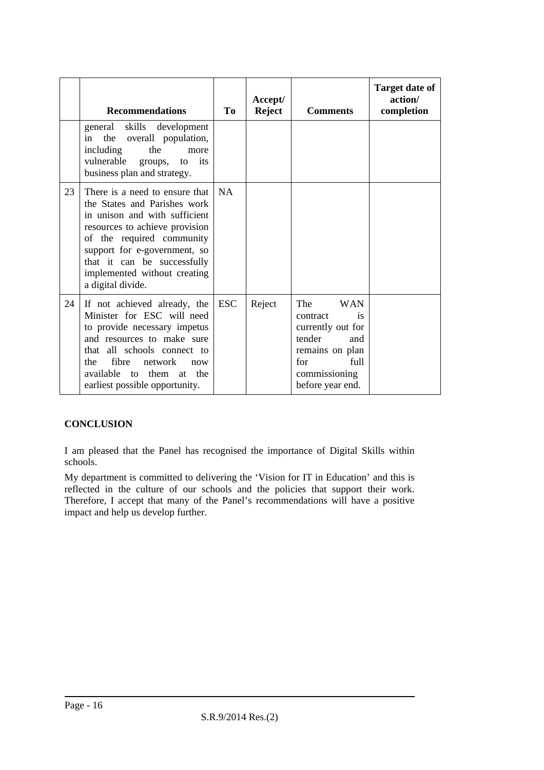| | Recommendations | To | Accept/ Reject | Comments | Target date of action/ completion |
|---|---|---|---|---|---|
| | general skills development in the overall population, including the more vulnerable groups, to its business plan and strategy. | | | | |
| 23 | There is a need to ensure that the States and Parishes work in unison and with sufficient resources to achieve provision of the required community support for e-government, so that it can be successfully implemented without creating a digital divide. | NA | | | |
| 24 | If not achieved already, the Minister for ESC will need to provide necessary impetus and resources to make sure that all schools connect to the fibre network now available to them at the earliest possible opportunity. | ESC | Reject | The WAN contract is currently out for tender and remains on plan for full commissioning before year end. | |

**CONCLUSION**

I am pleased that the Panel has recognised the importance of Digital Skills within schools.

My department is committed to delivering the 'Vision for IT in Education' and this is reflected in the culture of our schools and the policies that support their work. Therefore, I accept that many of the Panel's recommendations will have a positive impact and help us develop further.